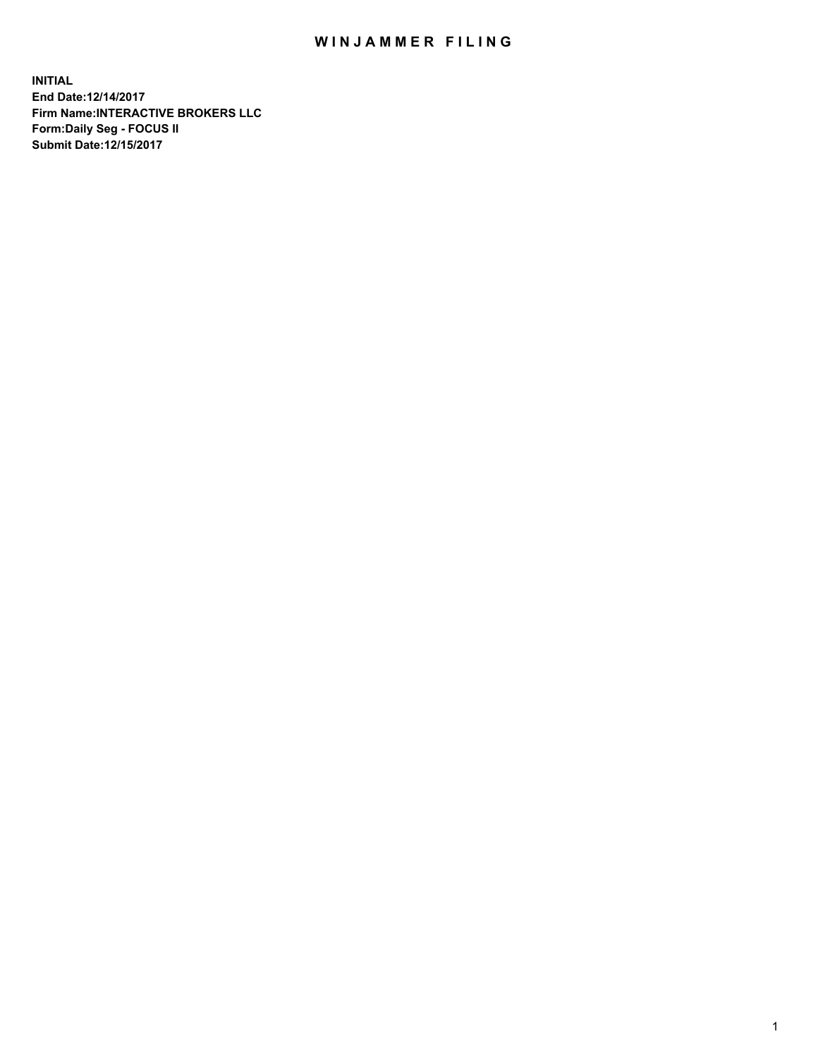# WINJAMMER FILING

**INITIAL**
**End Date:12/14/2017**
**Firm Name:INTERACTIVE BROKERS LLC**
**Form:Daily Seg - FOCUS II**
**Submit Date:12/15/2017**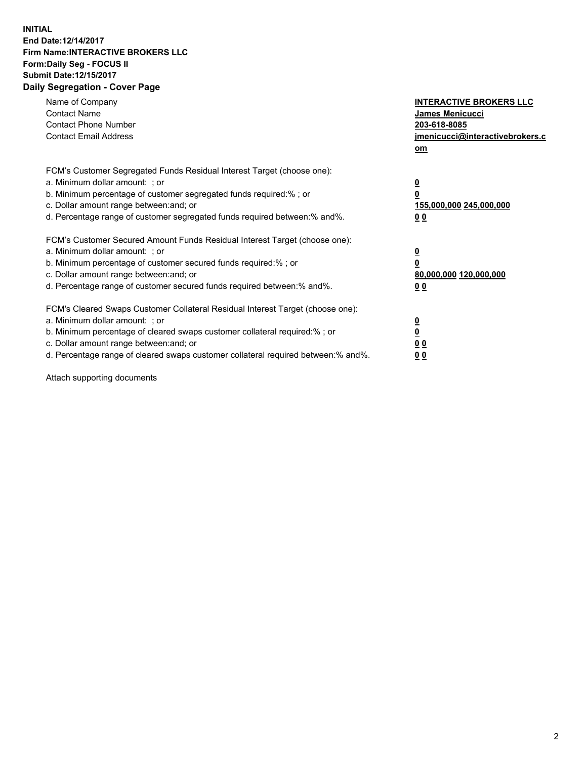**INITIAL**
**End Date:12/14/2017**
**Firm Name:INTERACTIVE BROKERS LLC**
**Form:Daily Seg - FOCUS II**
**Submit Date:12/15/2017**

## Daily Segregation - Cover Page

| | |
|---|---|
| Name of Company | **INTERACTIVE BROKERS LLC** |
| Contact Name | **James Menicucci** |
| Contact Phone Number | **203-618-8085** |
| Contact Email Address | **jmenicucci@interactivebrokers.com** |

FCM's Customer Segregated Funds Residual Interest Target (choose one):

| | |
|---|---|
| a. Minimum dollar amount: ; or | **0** |
| b. Minimum percentage of customer segregated funds required:% ; or | **0** |
| c. Dollar amount range between:and; or | **155,000,000 245,000,000** |
| d. Percentage range of customer segregated funds required between:% and%. | **0 0** |

FCM's Customer Secured Amount Funds Residual Interest Target (choose one):

| | |
|---|---|
| a. Minimum dollar amount: ; or | **0** |
| b. Minimum percentage of customer secured funds required:% ; or | **0** |
| c. Dollar amount range between:and; or | **80,000,000 120,000,000** |
| d. Percentage range of customer secured funds required between:% and%. | **0 0** |

FCM's Cleared Swaps Customer Collateral Residual Interest Target (choose one):

| | |
|---|---|
| a. Minimum dollar amount: ; or | **0** |
| b. Minimum percentage of cleared swaps customer collateral required:% ; or | **0** |
| c. Dollar amount range between:and; or | **0 0** |
| d. Percentage range of cleared swaps customer collateral required between:% and%. | **0 0** |

Attach supporting documents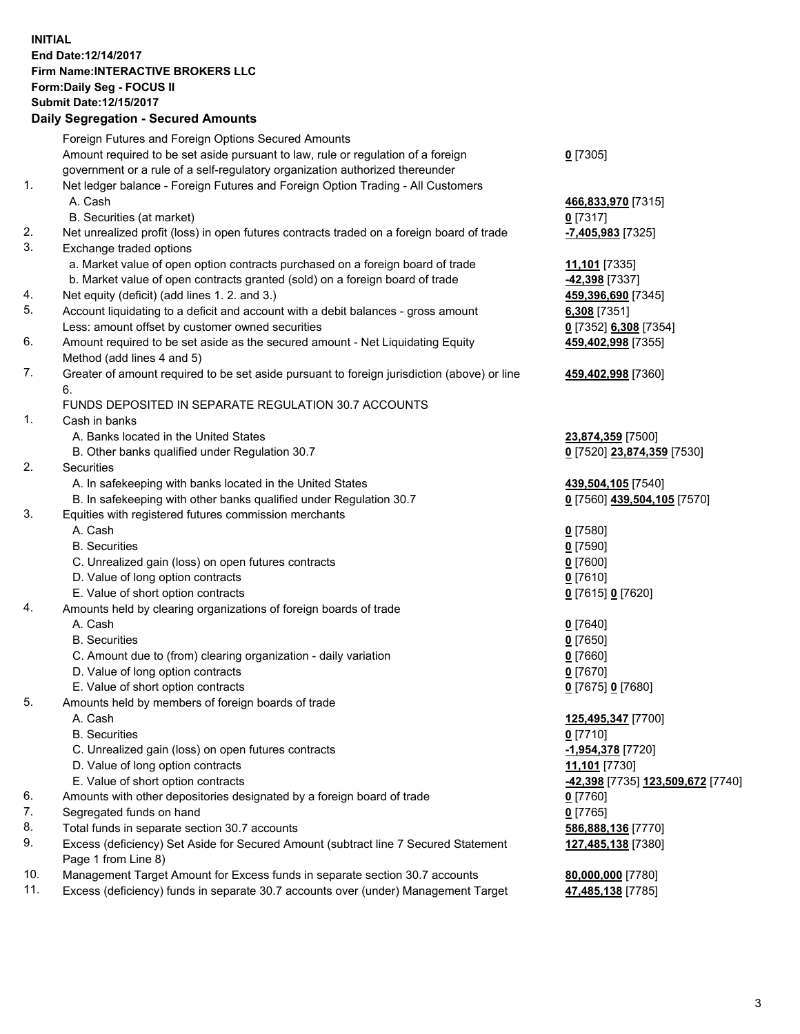**INITIAL**
**End Date:12/14/2017**
**Firm Name:INTERACTIVE BROKERS LLC**
**Form:Daily Seg - FOCUS II**
**Submit Date:12/15/2017**
**Daily Segregation - Secured Amounts**

| | | |
|---|---|---|
| | Foreign Futures and Foreign Options Secured Amounts | |
| | Amount required to be set aside pursuant to law, rule or regulation of a foreign government or a rule of a self-regulatory organization authorized thereunder | **0** [7305] |
| 1. | Net ledger balance - Foreign Futures and Foreign Option Trading - All Customers | |
| | A. Cash | **466,833,970** [7315] |
| | B. Securities (at market) | **0** [7317] |
| 2. | Net unrealized profit (loss) in open futures contracts traded on a foreign board of trade | **-7,405,983** [7325] |
| 3. | Exchange traded options | |
| | a. Market value of open option contracts purchased on a foreign board of trade | **11,101** [7335] |
| | b. Market value of open contracts granted (sold) on a foreign board of trade | **-42,398** [7337] |
| 4. | Net equity (deficit) (add lines 1. 2. and 3.) | **459,396,690** [7345] |
| 5. | Account liquidating to a deficit and account with a debit balances - gross amount | **6,308** [7351] |
| | Less: amount offset by customer owned securities | **0** [7352] **6,308** [7354] |
| 6. | Amount required to be set aside as the secured amount - Net Liquidating Equity Method (add lines 4 and 5) | **459,402,998** [7355] |
| 7. | Greater of amount required to be set aside pursuant to foreign jurisdiction (above) or line 6. | **459,402,998** [7360] |
| | FUNDS DEPOSITED IN SEPARATE REGULATION 30.7 ACCOUNTS | |
| 1. | Cash in banks | |
| | A. Banks located in the United States | **23,874,359** [7500] |
| | B. Other banks qualified under Regulation 30.7 | **0** [7520] **23,874,359** [7530] |
| 2. | Securities | |
| | A. In safekeeping with banks located in the United States | **439,504,105** [7540] |
| | B. In safekeeping with other banks qualified under Regulation 30.7 | **0** [7560] **439,504,105** [7570] |
| 3. | Equities with registered futures commission merchants | |
| | A. Cash | **0** [7580] |
| | B. Securities | **0** [7590] |
| | C. Unrealized gain (loss) on open futures contracts | **0** [7600] |
| | D. Value of long option contracts | **0** [7610] |
| | E. Value of short option contracts | **0** [7615] **0** [7620] |
| 4. | Amounts held by clearing organizations of foreign boards of trade | |
| | A. Cash | **0** [7640] |
| | B. Securities | **0** [7650] |
| | C. Amount due to (from) clearing organization - daily variation | **0** [7660] |
| | D. Value of long option contracts | **0** [7670] |
| | E. Value of short option contracts | **0** [7675] **0** [7680] |
| 5. | Amounts held by members of foreign boards of trade | |
| | A. Cash | **125,495,347** [7700] |
| | B. Securities | **0** [7710] |
| | C. Unrealized gain (loss) on open futures contracts | **-1,954,378** [7720] |
| | D. Value of long option contracts | **11,101** [7730] |
| | E. Value of short option contracts | **-42,398** [7735] **123,509,672** [7740] |
| 6. | Amounts with other depositories designated by a foreign board of trade | **0** [7760] |
| 7. | Segregated funds on hand | **0** [7765] |
| 8. | Total funds in separate section 30.7 accounts | **586,888,136** [7770] |
| 9. | Excess (deficiency) Set Aside for Secured Amount (subtract line 7 Secured Statement Page 1 from Line 8) | **127,485,138** [7380] |
| 10. | Management Target Amount for Excess funds in separate section 30.7 accounts | **80,000,000** [7780] |
| 11. | Excess (deficiency) funds in separate 30.7 accounts over (under) Management Target | **47,485,138** [7785] |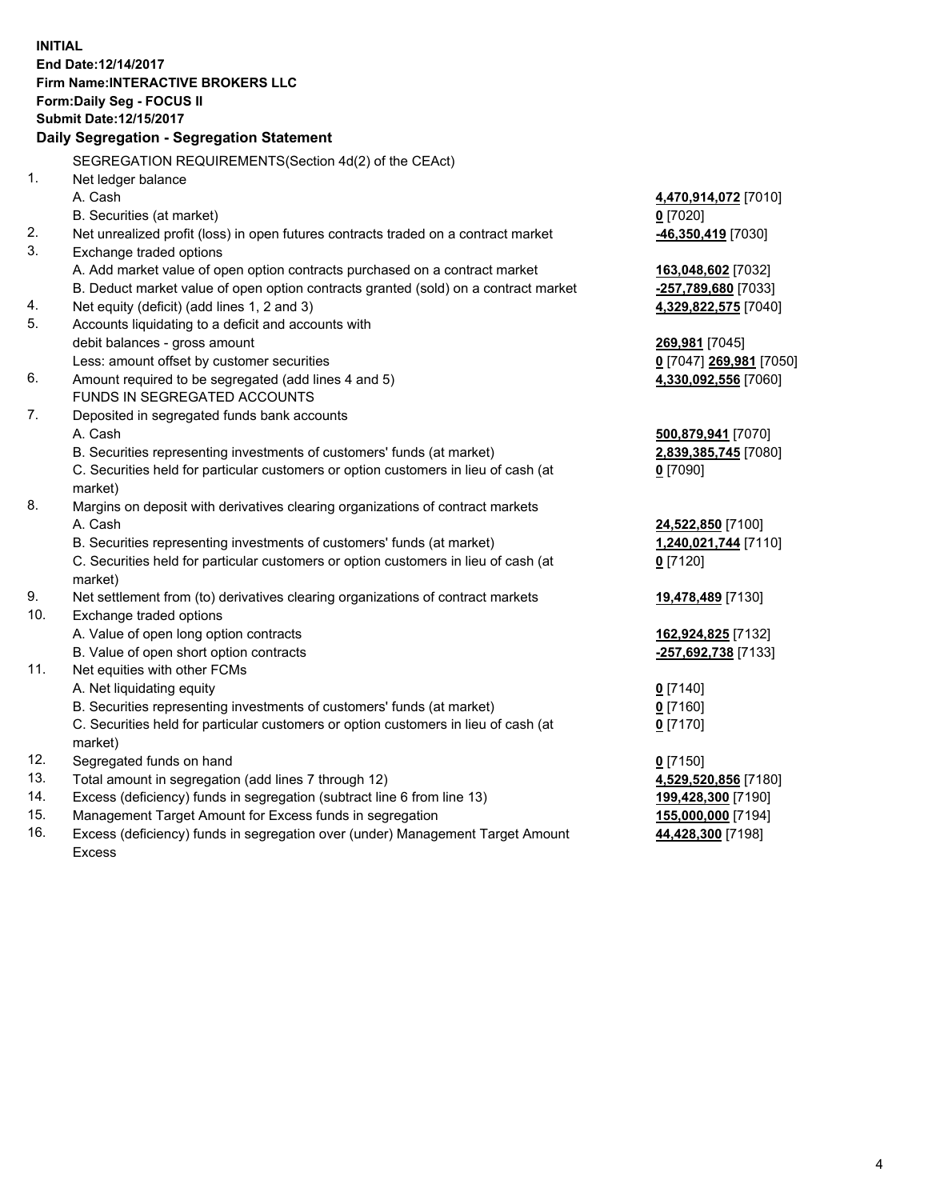**INITIAL**
**End Date:12/14/2017**
**Firm Name:INTERACTIVE BROKERS LLC**
**Form:Daily Seg - FOCUS II**
**Submit Date:12/15/2017**

**Daily Segregation - Segregation Statement**

SEGREGATION REQUIREMENTS(Section 4d(2) of the CEAct)

| | | |
|---|---|---|
| 1. | Net ledger balance | |
| | A. Cash | **4,470,914,072** [7010] |
| | B. Securities (at market) | **0** [7020] |
| 2. | Net unrealized profit (loss) in open futures contracts traded on a contract market | **-46,350,419** [7030] |
| 3. | Exchange traded options | |
| | A. Add market value of open option contracts purchased on a contract market | **163,048,602** [7032] |
| | B. Deduct market value of open option contracts granted (sold) on a contract market | **-257,789,680** [7033] |
| 4. | Net equity (deficit) (add lines 1, 2 and 3) | **4,329,822,575** [7040] |
| 5. | Accounts liquidating to a deficit and accounts with debit balances - gross amount | **269,981** [7045] |
| | Less: amount offset by customer securities | **0** [7047] **269,981** [7050] |
| 6. | Amount required to be segregated (add lines 4 and 5) | **4,330,092,556** [7060] |
| | FUNDS IN SEGREGATED ACCOUNTS | |
| 7. | Deposited in segregated funds bank accounts | |
| | A. Cash | **500,879,941** [7070] |
| | B. Securities representing investments of customers' funds (at market) | **2,839,385,745** [7080] |
| | C. Securities held for particular customers or option customers in lieu of cash (at market) | **0** [7090] |
| 8. | Margins on deposit with derivatives clearing organizations of contract markets | |
| | A. Cash | **24,522,850** [7100] |
| | B. Securities representing investments of customers' funds (at market) | **1,240,021,744** [7110] |
| | C. Securities held for particular customers or option customers in lieu of cash (at market) | **0** [7120] |
| 9. | Net settlement from (to) derivatives clearing organizations of contract markets | **19,478,489** [7130] |
| 10. | Exchange traded options | |
| | A. Value of open long option contracts | **162,924,825** [7132] |
| | B. Value of open short option contracts | **-257,692,738** [7133] |
| 11. | Net equities with other FCMs | |
| | A. Net liquidating equity | **0** [7140] |
| | B. Securities representing investments of customers' funds (at market) | **0** [7160] |
| | C. Securities held for particular customers or option customers in lieu of cash (at market) | **0** [7170] |
| 12. | Segregated funds on hand | **0** [7150] |
| 13. | Total amount in segregation (add lines 7 through 12) | **4,529,520,856** [7180] |
| 14. | Excess (deficiency) funds in segregation (subtract line 6 from line 13) | **199,428,300** [7190] |
| 15. | Management Target Amount for Excess funds in segregation | **155,000,000** [7194] |
| 16. | Excess (deficiency) funds in segregation over (under) Management Target Amount Excess | **44,428,300** [7198] |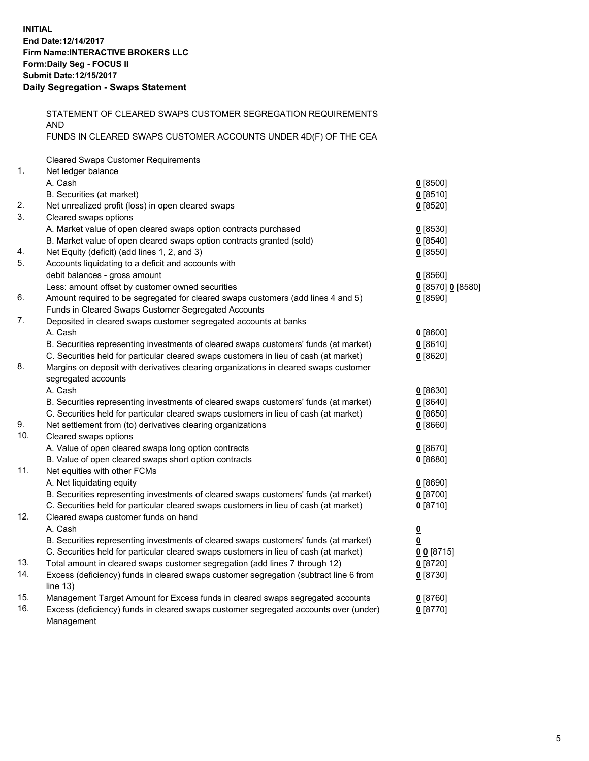**INITIAL**
**End Date:12/14/2017**
**Firm Name:INTERACTIVE BROKERS LLC**
**Form:Daily Seg - FOCUS II**
**Submit Date:12/15/2017**
**Daily Segregation - Swaps Statement**

STATEMENT OF CLEARED SWAPS CUSTOMER SEGREGATION REQUIREMENTS AND FUNDS IN CLEARED SWAPS CUSTOMER ACCOUNTS UNDER 4D(F) OF THE CEA

| | | |
|---|---|---|
| | Cleared Swaps Customer Requirements | |
| 1. | Net ledger balance | |
| | A. Cash | 0 [8500] |
| | B. Securities (at market) | 0 [8510] |
| 2. | Net unrealized profit (loss) in open cleared swaps | 0 [8520] |
| 3. | Cleared swaps options | |
| | A. Market value of open cleared swaps option contracts purchased | 0 [8530] |
| | B. Market value of open cleared swaps option contracts granted (sold) | 0 [8540] |
| 4. | Net Equity (deficit) (add lines 1, 2, and 3) | 0 [8550] |
| 5. | Accounts liquidating to a deficit and accounts with debit balances - gross amount | 0 [8560] |
| | Less: amount offset by customer owned securities | 0 [8570] 0 [8580] |
| 6. | Amount required to be segregated for cleared swaps customers (add lines 4 and 5) | 0 [8590] |
| | Funds in Cleared Swaps Customer Segregated Accounts | |
| 7. | Deposited in cleared swaps customer segregated accounts at banks | |
| | A. Cash | 0 [8600] |
| | B. Securities representing investments of cleared swaps customers' funds (at market) | 0 [8610] |
| | C. Securities held for particular cleared swaps customers in lieu of cash (at market) | 0 [8620] |
| 8. | Margins on deposit with derivatives clearing organizations in cleared swaps customer segregated accounts | |
| | A. Cash | 0 [8630] |
| | B. Securities representing investments of cleared swaps customers' funds (at market) | 0 [8640] |
| | C. Securities held for particular cleared swaps customers in lieu of cash (at market) | 0 [8650] |
| 9. | Net settlement from (to) derivatives clearing organizations | 0 [8660] |
| 10. | Cleared swaps options | |
| | A. Value of open cleared swaps long option contracts | 0 [8670] |
| | B. Value of open cleared swaps short option contracts | 0 [8680] |
| 11. | Net equities with other FCMs | |
| | A. Net liquidating equity | 0 [8690] |
| | B. Securities representing investments of cleared swaps customers' funds (at market) | 0 [8700] |
| | C. Securities held for particular cleared swaps customers in lieu of cash (at market) | 0 [8710] |
| 12. | Cleared swaps customer funds on hand | |
| | A. Cash | 0 |
| | B. Securities representing investments of cleared swaps customers' funds (at market) | 0 |
| | C. Securities held for particular cleared swaps customers in lieu of cash (at market) | 0 0 [8715] |
| 13. | Total amount in cleared swaps customer segregation (add lines 7 through 12) | 0 [8720] |
| 14. | Excess (deficiency) funds in cleared swaps customer segregation (subtract line 6 from line 13) | 0 [8730] |
| 15. | Management Target Amount for Excess funds in cleared swaps segregated accounts | 0 [8760] |
| 16. | Excess (deficiency) funds in cleared swaps customer segregated accounts over (under) Management | 0 [8770] |